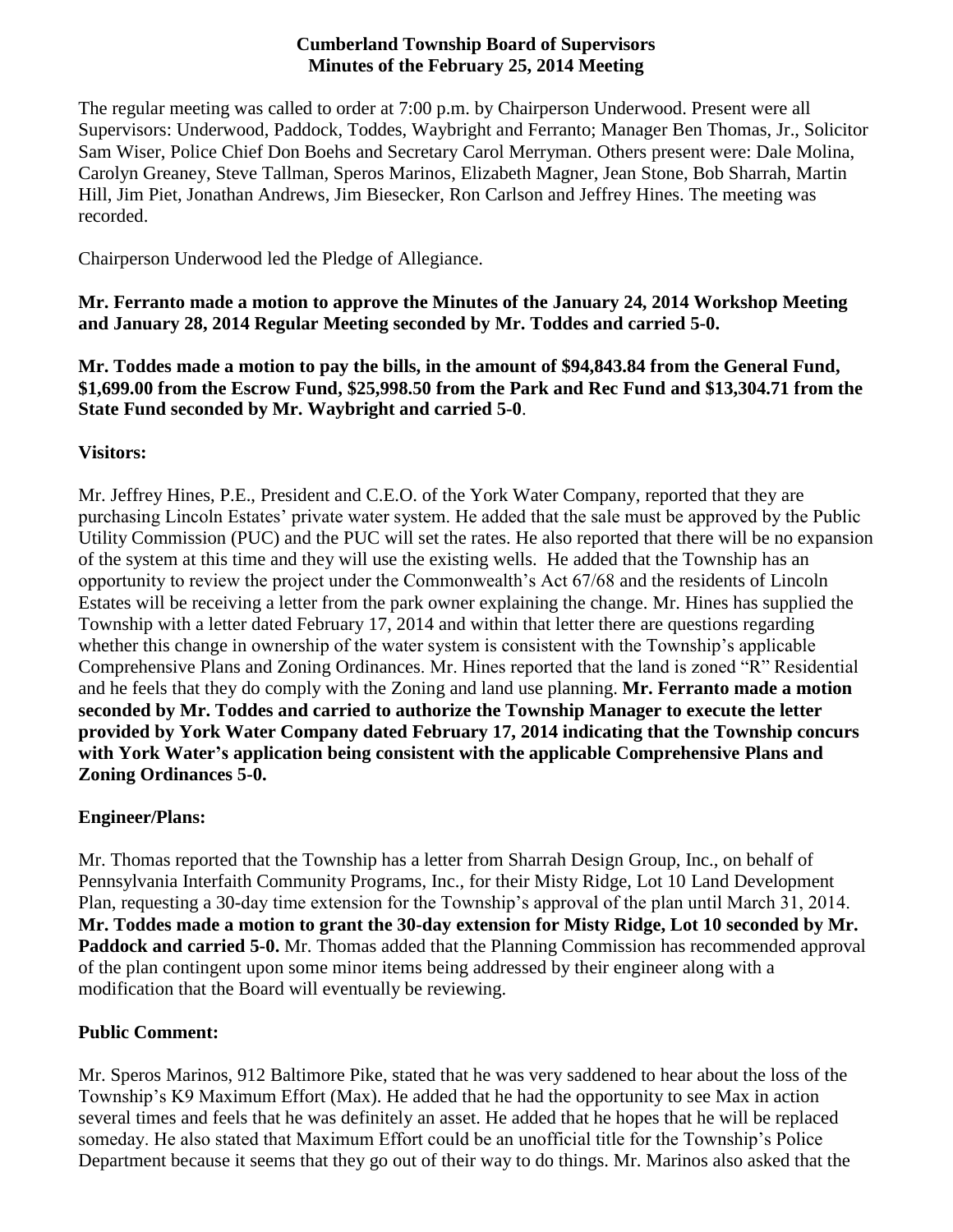**Cumberland Township Board of Supervisors**
**Minutes of the February 25, 2014 Meeting**

The regular meeting was called to order at 7:00 p.m. by Chairperson Underwood. Present were all Supervisors: Underwood, Paddock, Toddes, Waybright and Ferranto; Manager Ben Thomas, Jr., Solicitor Sam Wiser, Police Chief Don Boehs and Secretary Carol Merryman. Others present were: Dale Molina, Carolyn Greaney, Steve Tallman, Speros Marinos, Elizabeth Magner, Jean Stone, Bob Sharrah, Martin Hill, Jim Piet, Jonathan Andrews, Jim Biesecker, Ron Carlson and Jeffrey Hines. The meeting was recorded.

Chairperson Underwood led the Pledge of Allegiance.

**Mr. Ferranto made a motion to approve the Minutes of the January 24, 2014 Workshop Meeting and January 28, 2014 Regular Meeting seconded by Mr. Toddes and carried 5-0.**

**Mr. Toddes made a motion to pay the bills, in the amount of $94,843.84 from the General Fund, $1,699.00 from the Escrow Fund, $25,998.50 from the Park and Rec Fund and $13,304.71 from the State Fund seconded by Mr. Waybright and carried 5-0**.

**Visitors:**

Mr. Jeffrey Hines, P.E., President and C.E.O. of the York Water Company, reported that they are purchasing Lincoln Estates' private water system. He added that the sale must be approved by the Public Utility Commission (PUC) and the PUC will set the rates. He also reported that there will be no expansion of the system at this time and they will use the existing wells. He added that the Township has an opportunity to review the project under the Commonwealth's Act 67/68 and the residents of Lincoln Estates will be receiving a letter from the park owner explaining the change. Mr. Hines has supplied the Township with a letter dated February 17, 2014 and within that letter there are questions regarding whether this change in ownership of the water system is consistent with the Township's applicable Comprehensive Plans and Zoning Ordinances. Mr. Hines reported that the land is zoned "R" Residential and he feels that they do comply with the Zoning and land use planning. **Mr. Ferranto made a motion seconded by Mr. Toddes and carried to authorize the Township Manager to execute the letter provided by York Water Company dated February 17, 2014 indicating that the Township concurs with York Water's application being consistent with the applicable Comprehensive Plans and Zoning Ordinances 5-0.**

**Engineer/Plans:**

Mr. Thomas reported that the Township has a letter from Sharrah Design Group, Inc., on behalf of Pennsylvania Interfaith Community Programs, Inc., for their Misty Ridge, Lot 10 Land Development Plan, requesting a 30-day time extension for the Township's approval of the plan until March 31, 2014. **Mr. Toddes made a motion to grant the 30-day extension for Misty Ridge, Lot 10 seconded by Mr. Paddock and carried 5-0.** Mr. Thomas added that the Planning Commission has recommended approval of the plan contingent upon some minor items being addressed by their engineer along with a modification that the Board will eventually be reviewing.

**Public Comment:**

Mr. Speros Marinos, 912 Baltimore Pike, stated that he was very saddened to hear about the loss of the Township's K9 Maximum Effort (Max). He added that he had the opportunity to see Max in action several times and feels that he was definitely an asset. He added that he hopes that he will be replaced someday. He also stated that Maximum Effort could be an unofficial title for the Township's Police Department because it seems that they go out of their way to do things. Mr. Marinos also asked that the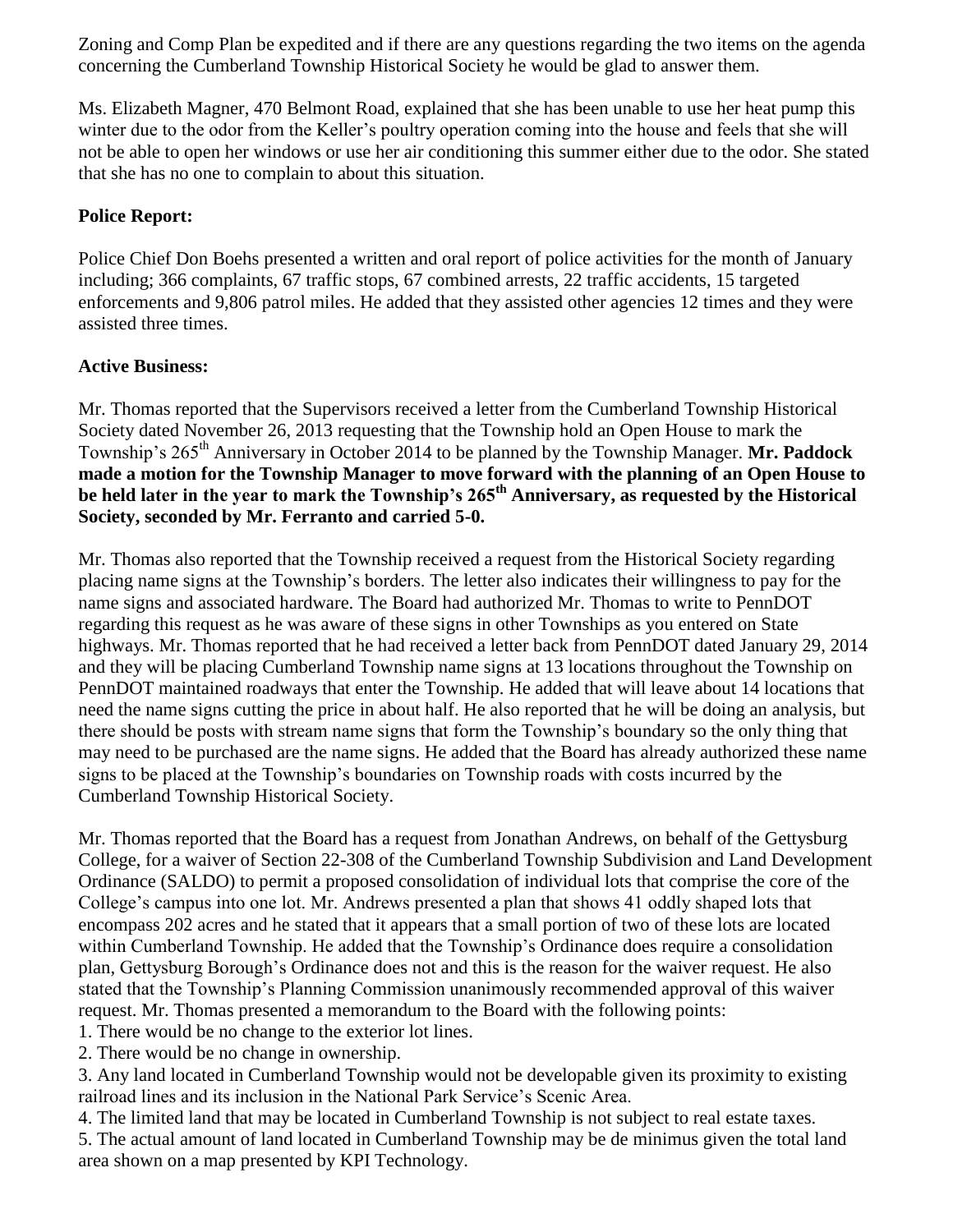Zoning and Comp Plan be expedited and if there are any questions regarding the two items on the agenda concerning the Cumberland Township Historical Society he would be glad to answer them.

Ms. Elizabeth Magner, 470 Belmont Road, explained that she has been unable to use her heat pump this winter due to the odor from the Keller's poultry operation coming into the house and feels that she will not be able to open her windows or use her air conditioning this summer either due to the odor. She stated that she has no one to complain to about this situation.

**Police Report:**

Police Chief Don Boehs presented a written and oral report of police activities for the month of January including; 366 complaints, 67 traffic stops, 67 combined arrests, 22 traffic accidents, 15 targeted enforcements and 9,806 patrol miles. He added that they assisted other agencies 12 times and they were assisted three times.

**Active Business:**

Mr. Thomas reported that the Supervisors received a letter from the Cumberland Township Historical Society dated November 26, 2013 requesting that the Township hold an Open House to mark the Township's 265th Anniversary in October 2014 to be planned by the Township Manager. **Mr. Paddock made a motion for the Township Manager to move forward with the planning of an Open House to be held later in the year to mark the Township's 265th Anniversary, as requested by the Historical Society, seconded by Mr. Ferranto and carried 5-0.**

Mr. Thomas also reported that the Township received a request from the Historical Society regarding placing name signs at the Township's borders. The letter also indicates their willingness to pay for the name signs and associated hardware. The Board had authorized Mr. Thomas to write to PennDOT regarding this request as he was aware of these signs in other Townships as you entered on State highways. Mr. Thomas reported that he had received a letter back from PennDOT dated January 29, 2014 and they will be placing Cumberland Township name signs at 13 locations throughout the Township on PennDOT maintained roadways that enter the Township. He added that will leave about 14 locations that need the name signs cutting the price in about half. He also reported that he will be doing an analysis, but there should be posts with stream name signs that form the Township's boundary so the only thing that may need to be purchased are the name signs. He added that the Board has already authorized these name signs to be placed at the Township's boundaries on Township roads with costs incurred by the Cumberland Township Historical Society.

Mr. Thomas reported that the Board has a request from Jonathan Andrews, on behalf of the Gettysburg College, for a waiver of Section 22-308 of the Cumberland Township Subdivision and Land Development Ordinance (SALDO) to permit a proposed consolidation of individual lots that comprise the core of the College's campus into one lot. Mr. Andrews presented a plan that shows 41 oddly shaped lots that encompass 202 acres and he stated that it appears that a small portion of two of these lots are located within Cumberland Township. He added that the Township's Ordinance does require a consolidation plan, Gettysburg Borough's Ordinance does not and this is the reason for the waiver request. He also stated that the Township's Planning Commission unanimously recommended approval of this waiver request. Mr. Thomas presented a memorandum to the Board with the following points:

1. There would be no change to the exterior lot lines.
2. There would be no change in ownership.
3. Any land located in Cumberland Township would not be developable given its proximity to existing railroad lines and its inclusion in the National Park Service's Scenic Area.
4. The limited land that may be located in Cumberland Township is not subject to real estate taxes.
5. The actual amount of land located in Cumberland Township may be de minimus given the total land area shown on a map presented by KPI Technology.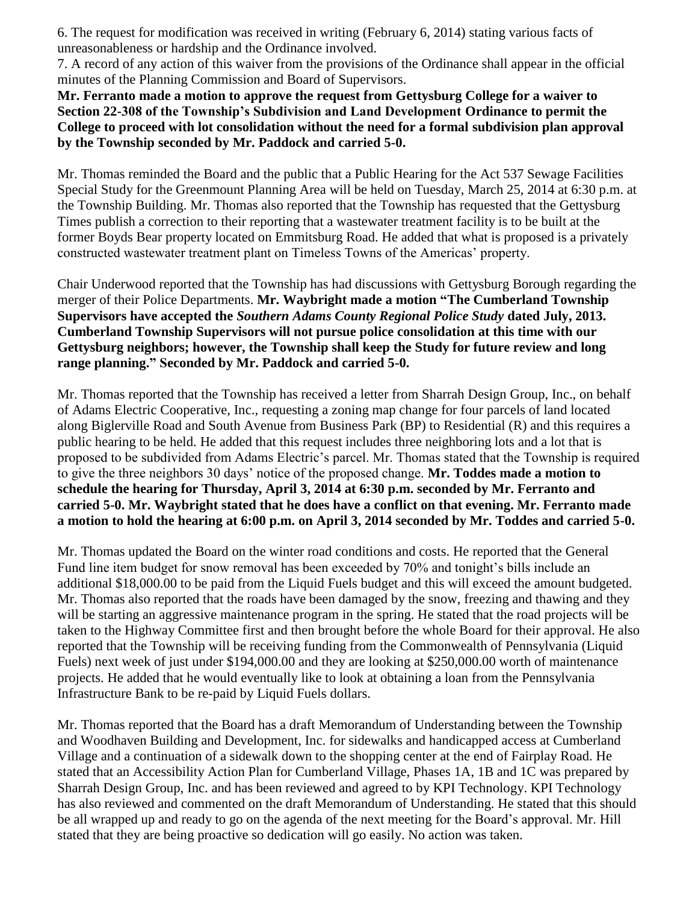6. The request for modification was received in writing (February 6, 2014) stating various facts of unreasonableness or hardship and the Ordinance involved.
7. A record of any action of this waiver from the provisions of the Ordinance shall appear in the official minutes of the Planning Commission and Board of Supervisors.

**Mr. Ferranto made a motion to approve the request from Gettysburg College for a waiver to Section 22-308 of the Township's Subdivision and Land Development Ordinance to permit the College to proceed with lot consolidation without the need for a formal subdivision plan approval by the Township seconded by Mr. Paddock and carried 5-0.**

Mr. Thomas reminded the Board and the public that a Public Hearing for the Act 537 Sewage Facilities Special Study for the Greenmount Planning Area will be held on Tuesday, March 25, 2014 at 6:30 p.m. at the Township Building. Mr. Thomas also reported that the Township has requested that the Gettysburg Times publish a correction to their reporting that a wastewater treatment facility is to be built at the former Boyds Bear property located on Emmitsburg Road. He added that what is proposed is a privately constructed wastewater treatment plant on Timeless Towns of the Americas' property.

Chair Underwood reported that the Township has had discussions with Gettysburg Borough regarding the merger of their Police Departments. **Mr. Waybright made a motion "The Cumberland Township Supervisors have accepted the *Southern Adams County Regional Police Study* dated July, 2013. Cumberland Township Supervisors will not pursue police consolidation at this time with our Gettysburg neighbors; however, the Township shall keep the Study for future review and long range planning." Seconded by Mr. Paddock and carried 5-0.**

Mr. Thomas reported that the Township has received a letter from Sharrah Design Group, Inc., on behalf of Adams Electric Cooperative, Inc., requesting a zoning map change for four parcels of land located along Biglerville Road and South Avenue from Business Park (BP) to Residential (R) and this requires a public hearing to be held. He added that this request includes three neighboring lots and a lot that is proposed to be subdivided from Adams Electric's parcel. Mr. Thomas stated that the Township is required to give the three neighbors 30 days' notice of the proposed change. **Mr. Toddes made a motion to schedule the hearing for Thursday, April 3, 2014 at 6:30 p.m. seconded by Mr. Ferranto and carried 5-0. Mr. Waybright stated that he does have a conflict on that evening. Mr. Ferranto made a motion to hold the hearing at 6:00 p.m. on April 3, 2014 seconded by Mr. Toddes and carried 5-0.**

Mr. Thomas updated the Board on the winter road conditions and costs. He reported that the General Fund line item budget for snow removal has been exceeded by 70% and tonight's bills include an additional $18,000.00 to be paid from the Liquid Fuels budget and this will exceed the amount budgeted. Mr. Thomas also reported that the roads have been damaged by the snow, freezing and thawing and they will be starting an aggressive maintenance program in the spring. He stated that the road projects will be taken to the Highway Committee first and then brought before the whole Board for their approval. He also reported that the Township will be receiving funding from the Commonwealth of Pennsylvania (Liquid Fuels) next week of just under $194,000.00 and they are looking at $250,000.00 worth of maintenance projects. He added that he would eventually like to look at obtaining a loan from the Pennsylvania Infrastructure Bank to be re-paid by Liquid Fuels dollars.

Mr. Thomas reported that the Board has a draft Memorandum of Understanding between the Township and Woodhaven Building and Development, Inc. for sidewalks and handicapped access at Cumberland Village and a continuation of a sidewalk down to the shopping center at the end of Fairplay Road. He stated that an Accessibility Action Plan for Cumberland Village, Phases 1A, 1B and 1C was prepared by Sharrah Design Group, Inc. and has been reviewed and agreed to by KPI Technology. KPI Technology has also reviewed and commented on the draft Memorandum of Understanding. He stated that this should be all wrapped up and ready to go on the agenda of the next meeting for the Board's approval. Mr. Hill stated that they are being proactive so dedication will go easily. No action was taken.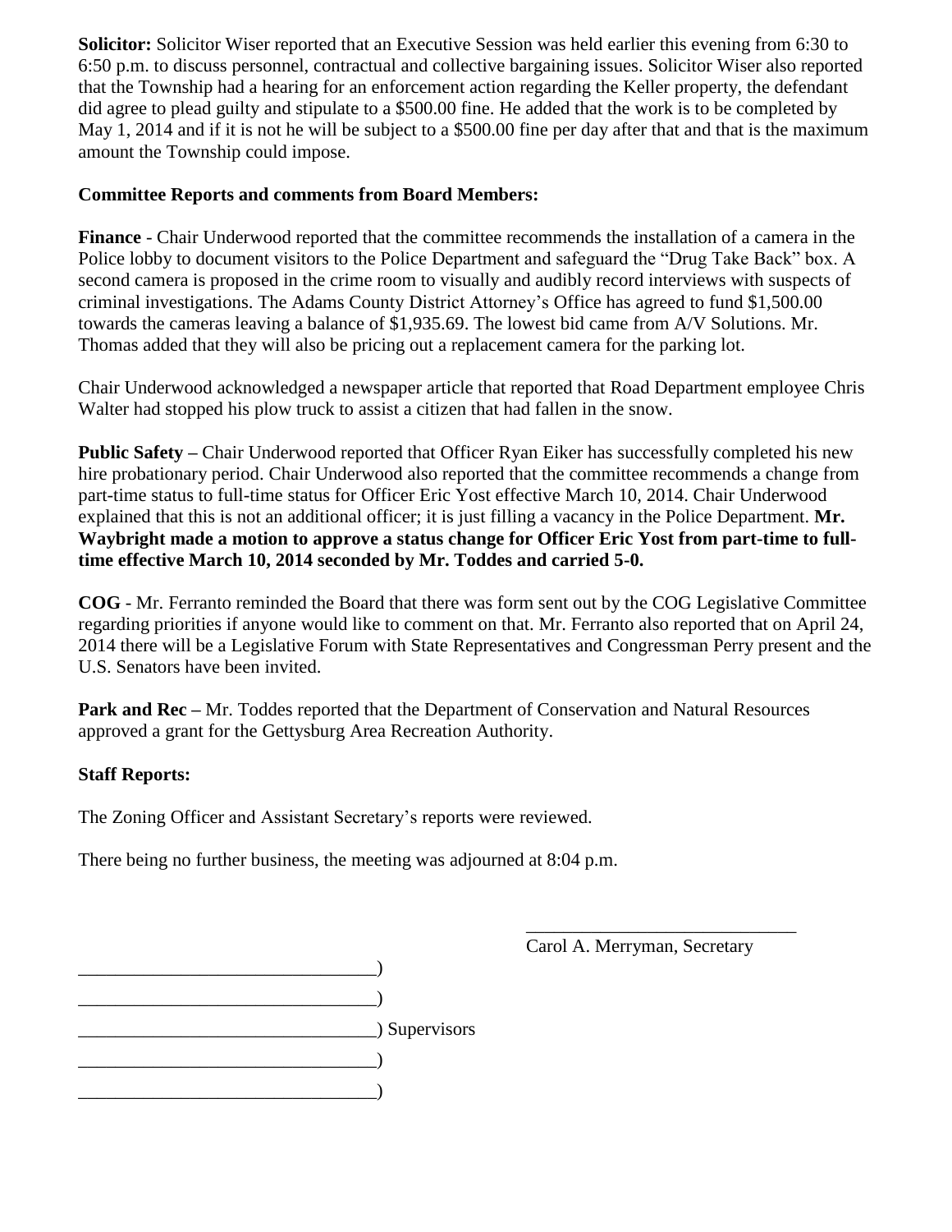**Solicitor:** Solicitor Wiser reported that an Executive Session was held earlier this evening from 6:30 to 6:50 p.m. to discuss personnel, contractual and collective bargaining issues. Solicitor Wiser also reported that the Township had a hearing for an enforcement action regarding the Keller property, the defendant did agree to plead guilty and stipulate to a $500.00 fine. He added that the work is to be completed by May 1, 2014 and if it is not he will be subject to a $500.00 fine per day after that and that is the maximum amount the Township could impose.

**Committee Reports and comments from Board Members:**

**Finance** - Chair Underwood reported that the committee recommends the installation of a camera in the Police lobby to document visitors to the Police Department and safeguard the "Drug Take Back" box. A second camera is proposed in the crime room to visually and audibly record interviews with suspects of criminal investigations. The Adams County District Attorney's Office has agreed to fund $1,500.00 towards the cameras leaving a balance of $1,935.69. The lowest bid came from A/V Solutions. Mr. Thomas added that they will also be pricing out a replacement camera for the parking lot.

Chair Underwood acknowledged a newspaper article that reported that Road Department employee Chris Walter had stopped his plow truck to assist a citizen that had fallen in the snow.

**Public Safety –** Chair Underwood reported that Officer Ryan Eiker has successfully completed his new hire probationary period. Chair Underwood also reported that the committee recommends a change from part-time status to full-time status for Officer Eric Yost effective March 10, 2014. Chair Underwood explained that this is not an additional officer; it is just filling a vacancy in the Police Department. **Mr. Waybright made a motion to approve a status change for Officer Eric Yost from part-time to full-time effective March 10, 2014 seconded by Mr. Toddes and carried 5-0.**

**COG** - Mr. Ferranto reminded the Board that there was form sent out by the COG Legislative Committee regarding priorities if anyone would like to comment on that. Mr. Ferranto also reported that on April 24, 2014 there will be a Legislative Forum with State Representatives and Congressman Perry present and the U.S. Senators have been invited.

**Park and Rec –** Mr. Toddes reported that the Department of Conservation and Natural Resources approved a grant for the Gettysburg Area Recreation Authority.

**Staff Reports:**

The Zoning Officer and Assistant Secretary's reports were reviewed.

There being no further business, the meeting was adjourned at 8:04 p.m.

\_\_\_\_\_\_\_\_\_\_\_\_\_\_\_\_\_\_\_\_\_\_\_\_\_\_\_\_\_\_
Carol A. Merryman, Secretary

\_\_\_\_\_\_\_\_\_\_\_\_\_\_\_\_\_\_\_\_\_\_\_\_\_\_\_\_\_\_)
\_\_\_\_\_\_\_\_\_\_\_\_\_\_\_\_\_\_\_\_\_\_\_\_\_\_\_\_\_\_)
\_\_\_\_\_\_\_\_\_\_\_\_\_\_\_\_\_\_\_\_\_\_\_\_\_\_\_\_\_\_) Supervisors
\_\_\_\_\_\_\_\_\_\_\_\_\_\_\_\_\_\_\_\_\_\_\_\_\_\_\_\_\_\_)
\_\_\_\_\_\_\_\_\_\_\_\_\_\_\_\_\_\_\_\_\_\_\_\_\_\_\_\_\_\_)